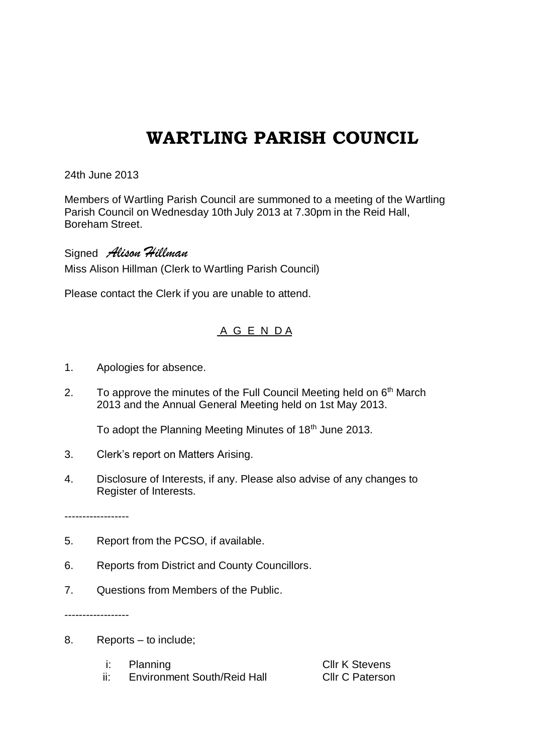# WARTLING PARISH COUNCIL

24th June 2013

Members of Wartling Parish Council are summoned to a meeting of the Wartling Parish Council on Wednesday 10th July 2013 at 7.30pm in the Reid Hall, Boreham Street.

Signed *Alison Hillman*

Miss Alison Hillman (Clerk to Wartling Parish Council)

Please contact the Clerk if you are unable to attend.

## A G E N D A

1. Apologies for absence.

2. To approve the minutes of the Full Council Meeting held on 6th March 2013 and the Annual General Meeting held on 1st May 2013.

   To adopt the Planning Meeting Minutes of 18th June 2013.

3. Clerk's report on Matters Arising.

4. Disclosure of Interests, if any. Please also advise of any changes to Register of Interests.

------------------

5. Report from the PCSO, if available.

6. Reports from District and County Councillors.

7. Questions from Members of the Public.

------------------

8. Reports – to include;

   i: Planning — Cllr K Stevens

   ii: Environment South/Reid Hall — Cllr C Paterson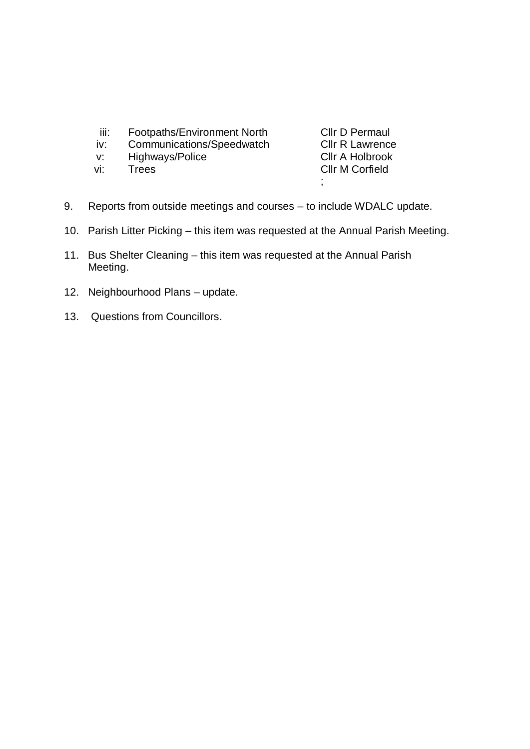| | | |
|---|---|---|
| iii: | Footpaths/Environment North | Cllr D Permaul |
| iv: | Communications/Speedwatch | Cllr R Lawrence |
| v: | Highways/Police | Cllr A Holbrook |
| vi: | Trees | Cllr M Corfield |
| | | ; |

9. Reports from outside meetings and courses – to include WDALC update.

10. Parish Litter Picking – this item was requested at the Annual Parish Meeting.

11. Bus Shelter Cleaning – this item was requested at the Annual Parish Meeting.

12. Neighbourhood Plans – update.

13. Questions from Councillors.